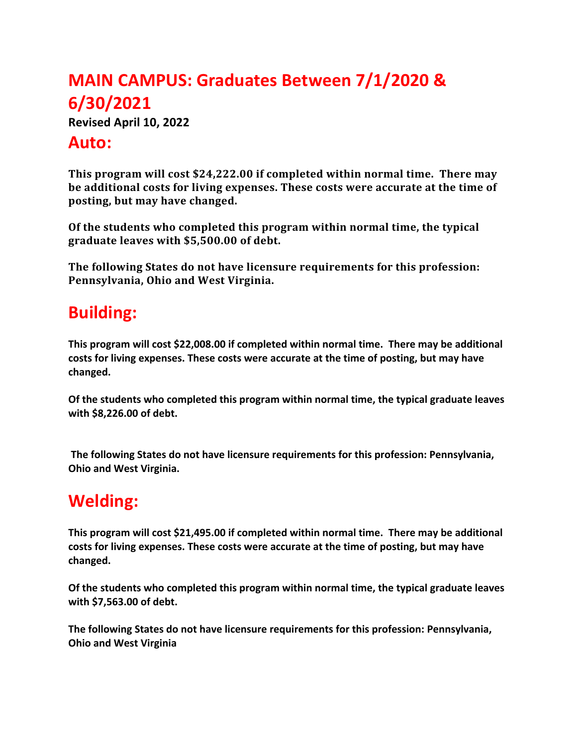# MAIN CAMPUS: Graduates Between 7/1/2020 & 6/30/2021

**Revised April 10, 2022**

## Auto:

**This program will cost $24,222.00 if completed within normal time. There may be additional costs for living expenses. These costs were accurate at the time of posting, but may have changed.**

**Of the students who completed this program within normal time, the typical graduate leaves with $5,500.00 of debt.**

**The following States do not have licensure requirements for this profession: Pennsylvania, Ohio and West Virginia.**

## Building:

**This program will cost $22,008.00 if completed within normal time. There may be additional costs for living expenses. These costs were accurate at the time of posting, but may have changed.**

**Of the students who completed this program within normal time, the typical graduate leaves with $8,226.00 of debt.**

**The following States do not have licensure requirements for this profession: Pennsylvania, Ohio and West Virginia.**

## Welding:

**This program will cost $21,495.00 if completed within normal time. There may be additional costs for living expenses. These costs were accurate at the time of posting, but may have changed.**

**Of the students who completed this program within normal time, the typical graduate leaves with $7,563.00 of debt.**

**The following States do not have licensure requirements for this profession: Pennsylvania, Ohio and West Virginia**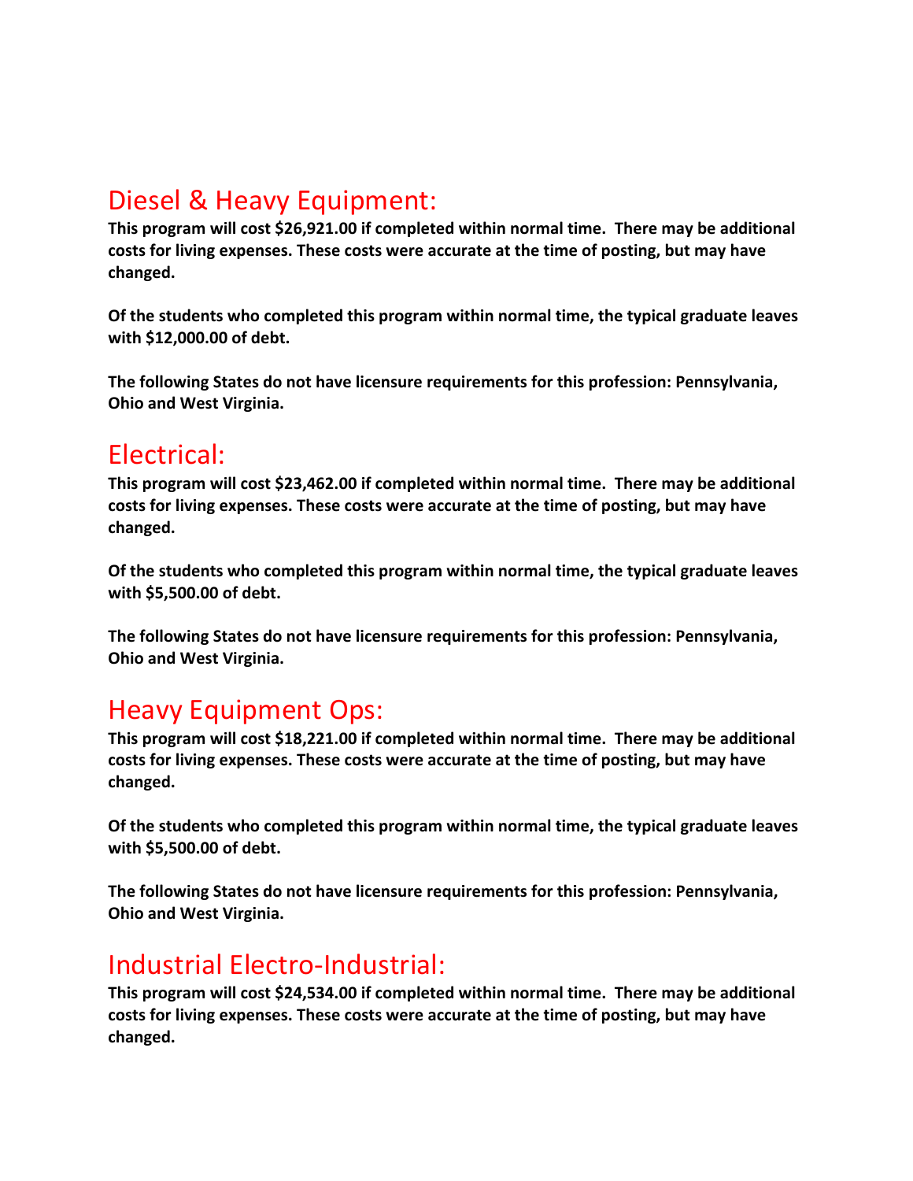## Diesel & Heavy Equipment:

**This program will cost $26,921.00 if completed within normal time. There may be additional costs for living expenses. These costs were accurate at the time of posting, but may have changed.**

**Of the students who completed this program within normal time, the typical graduate leaves with $12,000.00 of debt.**

**The following States do not have licensure requirements for this profession: Pennsylvania, Ohio and West Virginia.**

## Electrical:

**This program will cost $23,462.00 if completed within normal time. There may be additional costs for living expenses. These costs were accurate at the time of posting, but may have changed.**

**Of the students who completed this program within normal time, the typical graduate leaves with $5,500.00 of debt.**

**The following States do not have licensure requirements for this profession: Pennsylvania, Ohio and West Virginia.**

## Heavy Equipment Ops:

**This program will cost $18,221.00 if completed within normal time. There may be additional costs for living expenses. These costs were accurate at the time of posting, but may have changed.**

**Of the students who completed this program within normal time, the typical graduate leaves with $5,500.00 of debt.**

**The following States do not have licensure requirements for this profession: Pennsylvania, Ohio and West Virginia.**

## Industrial Electro-Industrial:

**This program will cost $24,534.00 if completed within normal time. There may be additional costs for living expenses. These costs were accurate at the time of posting, but may have changed.**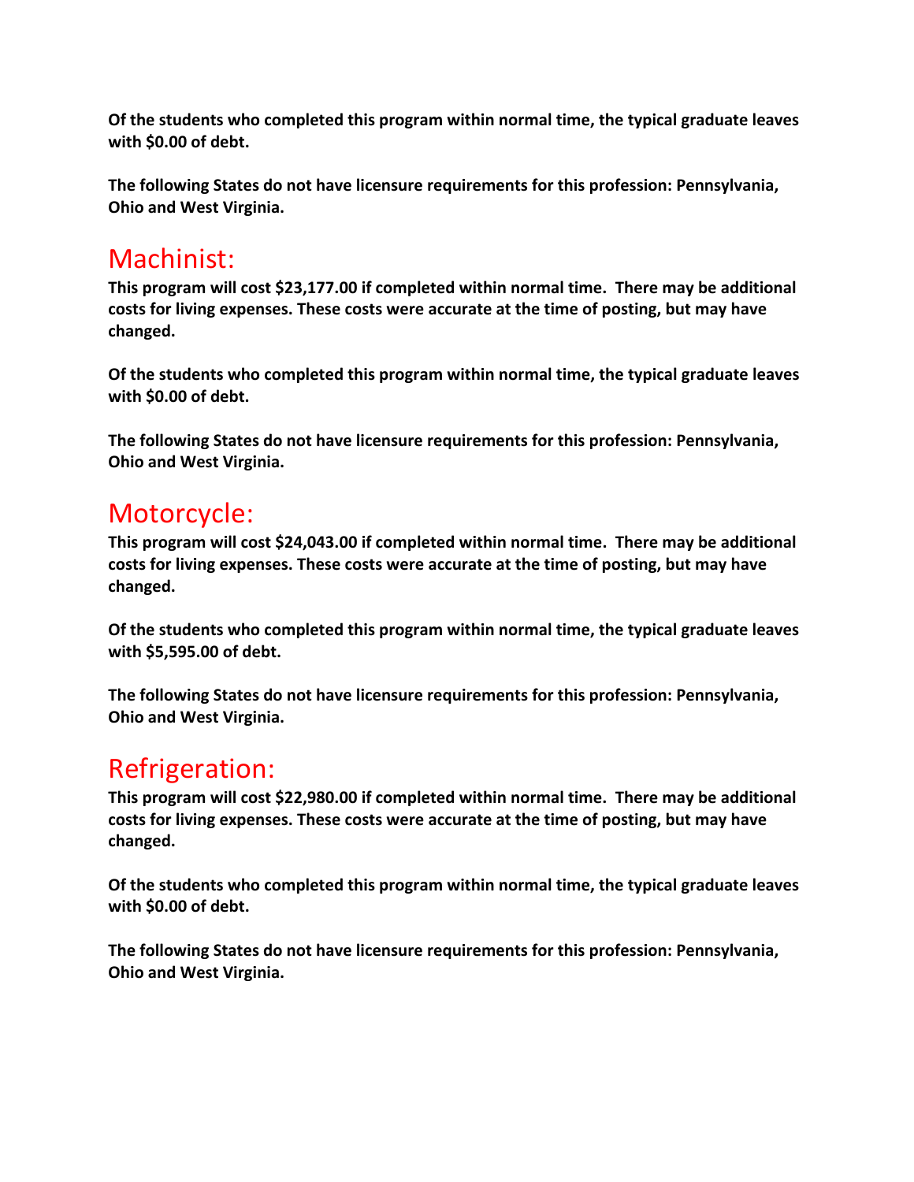**Of the students who completed this program within normal time, the typical graduate leaves with $0.00 of debt.**

**The following States do not have licensure requirements for this profession: Pennsylvania, Ohio and West Virginia.**

## Machinist:

**This program will cost $23,177.00 if completed within normal time. There may be additional costs for living expenses. These costs were accurate at the time of posting, but may have changed.**

**Of the students who completed this program within normal time, the typical graduate leaves with $0.00 of debt.**

**The following States do not have licensure requirements for this profession: Pennsylvania, Ohio and West Virginia.**

## Motorcycle:

**This program will cost $24,043.00 if completed within normal time. There may be additional costs for living expenses. These costs were accurate at the time of posting, but may have changed.**

**Of the students who completed this program within normal time, the typical graduate leaves with $5,595.00 of debt.**

**The following States do not have licensure requirements for this profession: Pennsylvania, Ohio and West Virginia.**

## Refrigeration:

**This program will cost $22,980.00 if completed within normal time. There may be additional costs for living expenses. These costs were accurate at the time of posting, but may have changed.**

**Of the students who completed this program within normal time, the typical graduate leaves with $0.00 of debt.**

**The following States do not have licensure requirements for this profession: Pennsylvania, Ohio and West Virginia.**